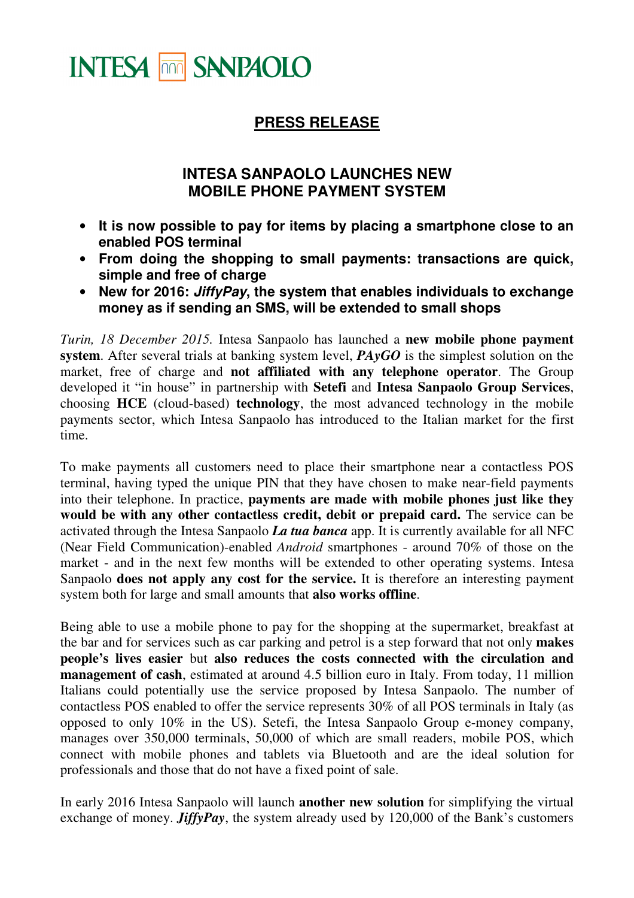INTESA SANPAOLO

## PRESS RELEASE

# INTESA SANPAOLO LAUNCHES NEW MOBILE PHONE PAYMENT SYSTEM

- **It is now possible to pay for items by placing a smartphone close to an enabled POS terminal**
- **From doing the shopping to small payments: transactions are quick, simple and free of charge**
- **New for 2016: *JiffyPay*, the system that enables individuals to exchange money as if sending an SMS, will be extended to small shops**

*Turin, 18 December 2015.* Intesa Sanpaolo has launched a **new mobile phone payment system**. After several trials at banking system level, ***PAyGO*** is the simplest solution on the market, free of charge and **not affiliated with any telephone operator**. The Group developed it "in house" in partnership with **Setefi** and **Intesa Sanpaolo Group Services**, choosing **HCE** (cloud-based) **technology**, the most advanced technology in the mobile payments sector, which Intesa Sanpaolo has introduced to the Italian market for the first time.

To make payments all customers need to place their smartphone near a contactless POS terminal, having typed the unique PIN that they have chosen to make near-field payments into their telephone. In practice, **payments are made with mobile phones just like they would be with any other contactless credit, debit or prepaid card.** The service can be activated through the Intesa Sanpaolo ***La tua banca*** app. It is currently available for all NFC (Near Field Communication)-enabled *Android* smartphones - around 70% of those on the market - and in the next few months will be extended to other operating systems. Intesa Sanpaolo **does not apply any cost for the service.** It is therefore an interesting payment system both for large and small amounts that **also works offline**.

Being able to use a mobile phone to pay for the shopping at the supermarket, breakfast at the bar and for services such as car parking and petrol is a step forward that not only **makes people's lives easier** but **also reduces the costs connected with the circulation and management of cash**, estimated at around 4.5 billion euro in Italy. From today, 11 million Italians could potentially use the service proposed by Intesa Sanpaolo. The number of contactless POS enabled to offer the service represents 30% of all POS terminals in Italy (as opposed to only 10% in the US). Setefi, the Intesa Sanpaolo Group e-money company, manages over 350,000 terminals, 50,000 of which are small readers, mobile POS, which connect with mobile phones and tablets via Bluetooth and are the ideal solution for professionals and those that do not have a fixed point of sale.

In early 2016 Intesa Sanpaolo will launch **another new solution** for simplifying the virtual exchange of money. ***JiffyPay***, the system already used by 120,000 of the Bank's customers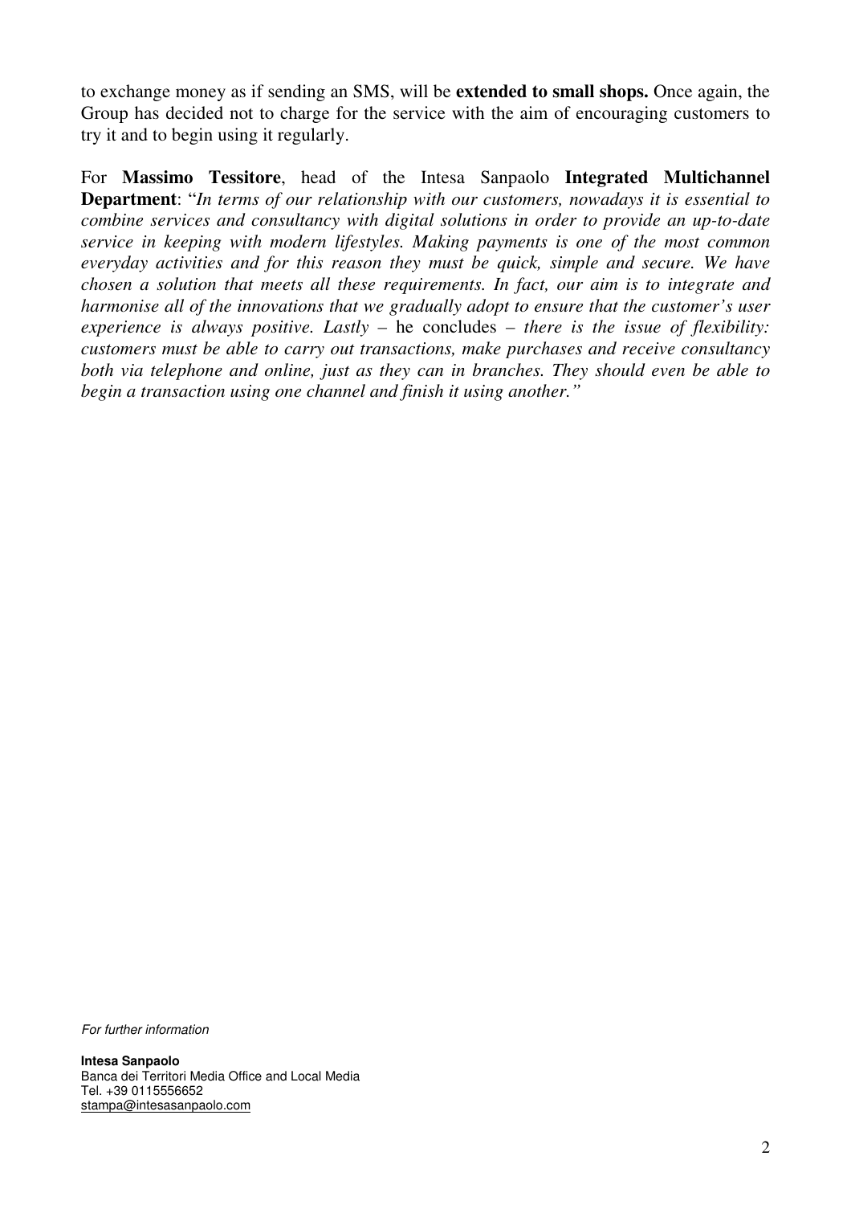to exchange money as if sending an SMS, will be **extended to small shops.** Once again, the Group has decided not to charge for the service with the aim of encouraging customers to try it and to begin using it regularly.

For **Massimo Tessitore**, head of the Intesa Sanpaolo **Integrated Multichannel Department**: "*In terms of our relationship with our customers, nowadays it is essential to combine services and consultancy with digital solutions in order to provide an up-to-date service in keeping with modern lifestyles. Making payments is one of the most common everyday activities and for this reason they must be quick, simple and secure. We have chosen a solution that meets all these requirements. In fact, our aim is to integrate and harmonise all of the innovations that we gradually adopt to ensure that the customer's user experience is always positive. Lastly* – he concludes – *there is the issue of flexibility: customers must be able to carry out transactions, make purchases and receive consultancy both via telephone and online, just as they can in branches. They should even be able to begin a transaction using one channel and finish it using another."*

*For further information*

**Intesa Sanpaolo**
Banca dei Territori Media Office and Local Media
Tel. +39 0115556652
stampa@intesasanpaolo.com